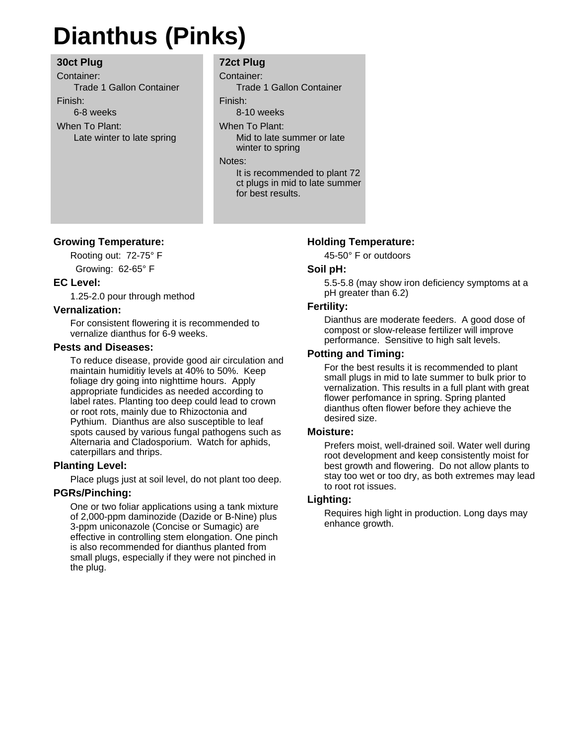# Dianthus (Pinks)

| 30ct Plug | 72ct Plug |
|---|---|
| Container: Trade 1 Gallon Container | Container: Trade 1 Gallon Container |
| Finish: 6-8 weeks | Finish: 8-10 weeks |
| When To Plant: Late winter to late spring | When To Plant: Mid to late summer or late winter to spring |
| | Notes: It is recommended to plant 72 ct plugs in mid to late summer for best results. |

### Growing Temperature:

Rooting out: 72-75° F

Growing: 62-65° F

### EC Level:

1.25-2.0 pour through method

### Vernalization:

For consistent flowering it is recommended to vernalize dianthus for 6-9 weeks.

### Pests and Diseases:

To reduce disease, provide good air circulation and maintain humiditiy levels at 40% to 50%. Keep foliage dry going into nighttime hours. Apply appropriate fundicides as needed according to label rates. Planting too deep could lead to crown or root rots, mainly due to Rhizoctonia and Pythium. Dianthus are also susceptible to leaf spots caused by various fungal pathogens such as Alternaria and Cladosporium. Watch for aphids, caterpillars and thrips.

### Planting Level:

Place plugs just at soil level, do not plant too deep.

### PGRs/Pinching:

One or two foliar applications using a tank mixture of 2,000-ppm daminozide (Dazide or B-Nine) plus 3-ppm uniconazole (Concise or Sumagic) are effective in controlling stem elongation. One pinch is also recommended for dianthus planted from small plugs, especially if they were not pinched in the plug.

### Holding Temperature:

45-50° F or outdoors

### Soil pH:

5.5-5.8 (may show iron deficiency symptoms at a pH greater than 6.2)

### Fertility:

Dianthus are moderate feeders. A good dose of compost or slow-release fertilizer will improve performance. Sensitive to high salt levels.

### Potting and Timing:

For the best results it is recommended to plant small plugs in mid to late summer to bulk prior to vernalization. This results in a full plant with great flower perfomance in spring. Spring planted dianthus often flower before they achieve the desired size.

### Moisture:

Prefers moist, well-drained soil. Water well during root development and keep consistently moist for best growth and flowering. Do not allow plants to stay too wet or too dry, as both extremes may lead to root rot issues.

### Lighting:

Requires high light in production. Long days may enhance growth.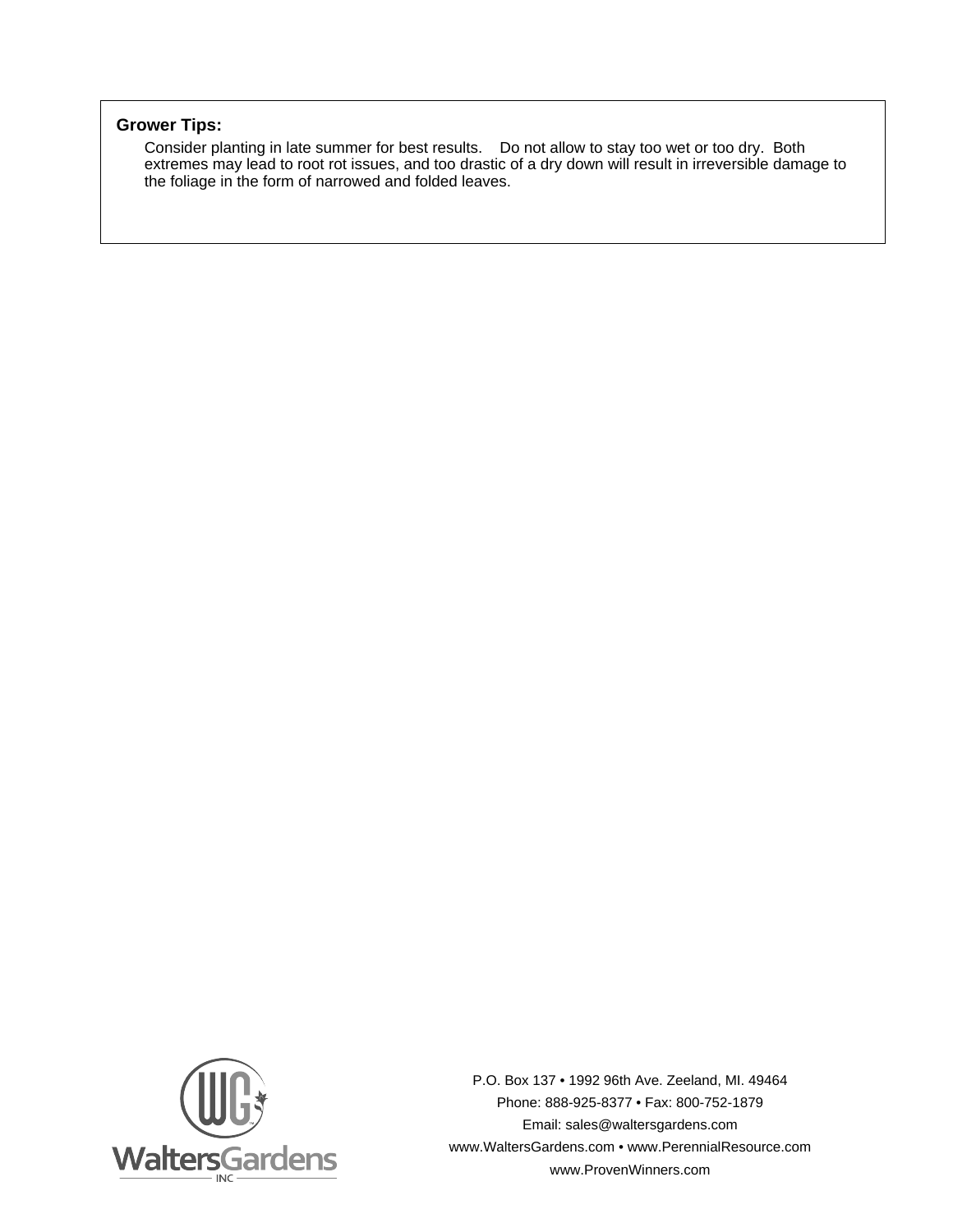**Grower Tips:**

Consider planting in late summer for best results. Do not allow to stay too wet or too dry. Both extremes may lead to root rot issues, and too drastic of a dry down will result in irreversible damage to the foliage in the form of narrowed and folded leaves.

Walters Gardens INC

P.O. Box 137 • 1992 96th Ave. Zeeland, MI. 49464
Phone: 888-925-8377 • Fax: 800-752-1879
Email: sales@waltersgardens.com
www.WaltersGardens.com • www.PerennialResource.com
www.ProvenWinners.com